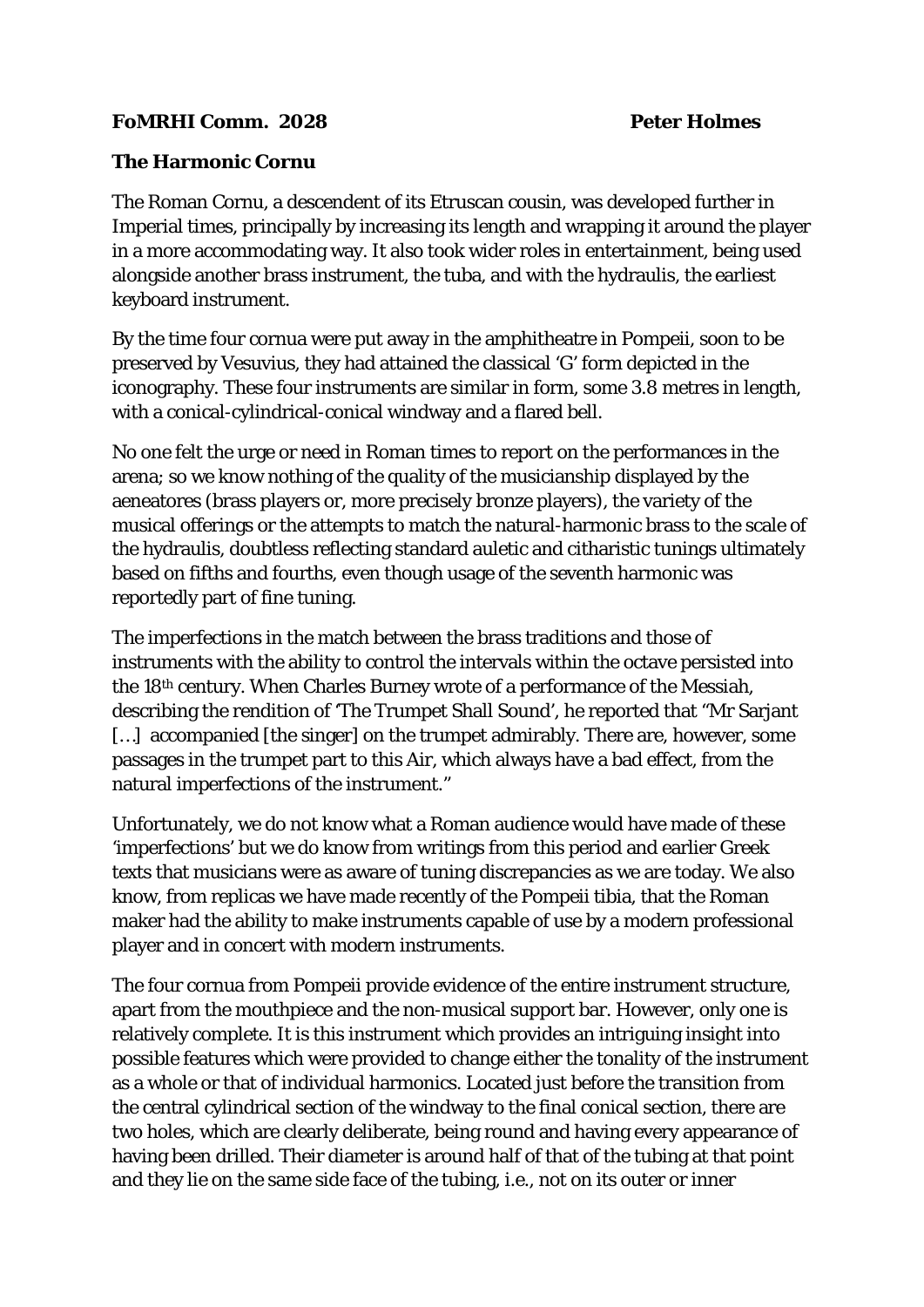**FoMRHI Comm. 2028** **Peter Holmes**

**The Harmonic Cornu**

The Roman Cornu, a descendent of its Etruscan cousin, was developed further in Imperial times, principally by increasing its length and wrapping it around the player in a more accommodating way. It also took wider roles in entertainment, being used alongside another brass instrument, the tuba, and with the hydraulis, the earliest keyboard instrument.

By the time four cornua were put away in the amphitheatre in Pompeii, soon to be preserved by Vesuvius, they had attained the classical 'G' form depicted in the iconography. These four instruments are similar in form, some 3.8 metres in length, with a conical-cylindrical-conical windway and a flared bell.

No one felt the urge or need in Roman times to report on the performances in the arena; so we know nothing of the quality of the musicianship displayed by the aeneatores (brass players or, more precisely bronze players), the variety of the musical offerings or the attempts to match the natural-harmonic brass to the scale of the hydraulis, doubtless reflecting standard auletic and citharistic tunings ultimately based on fifths and fourths, even though usage of the seventh harmonic was reportedly part of fine tuning.

The imperfections in the match between the brass traditions and those of instruments with the ability to control the intervals within the octave persisted into the 18th century. When Charles Burney wrote of a performance of the Messiah, describing the rendition of 'The Trumpet Shall Sound', he reported that "Mr Sarjant […] accompanied [the singer] on the trumpet admirably. There are, however, some passages in the trumpet part to this Air, which always have a bad effect, from the natural imperfections of the instrument."

Unfortunately, we do not know what a Roman audience would have made of these 'imperfections' but we do know from writings from this period and earlier Greek texts that musicians were as aware of tuning discrepancies as we are today. We also know, from replicas we have made recently of the Pompeii tibia, that the Roman maker had the ability to make instruments capable of use by a modern professional player and in concert with modern instruments.

The four cornua from Pompeii provide evidence of the entire instrument structure, apart from the mouthpiece and the non-musical support bar. However, only one is relatively complete. It is this instrument which provides an intriguing insight into possible features which were provided to change either the tonality of the instrument as a whole or that of individual harmonics. Located just before the transition from the central cylindrical section of the windway to the final conical section, there are two holes, which are clearly deliberate, being round and having every appearance of having been drilled. Their diameter is around half of that of the tubing at that point and they lie on the same side face of the tubing, i.e., not on its outer or inner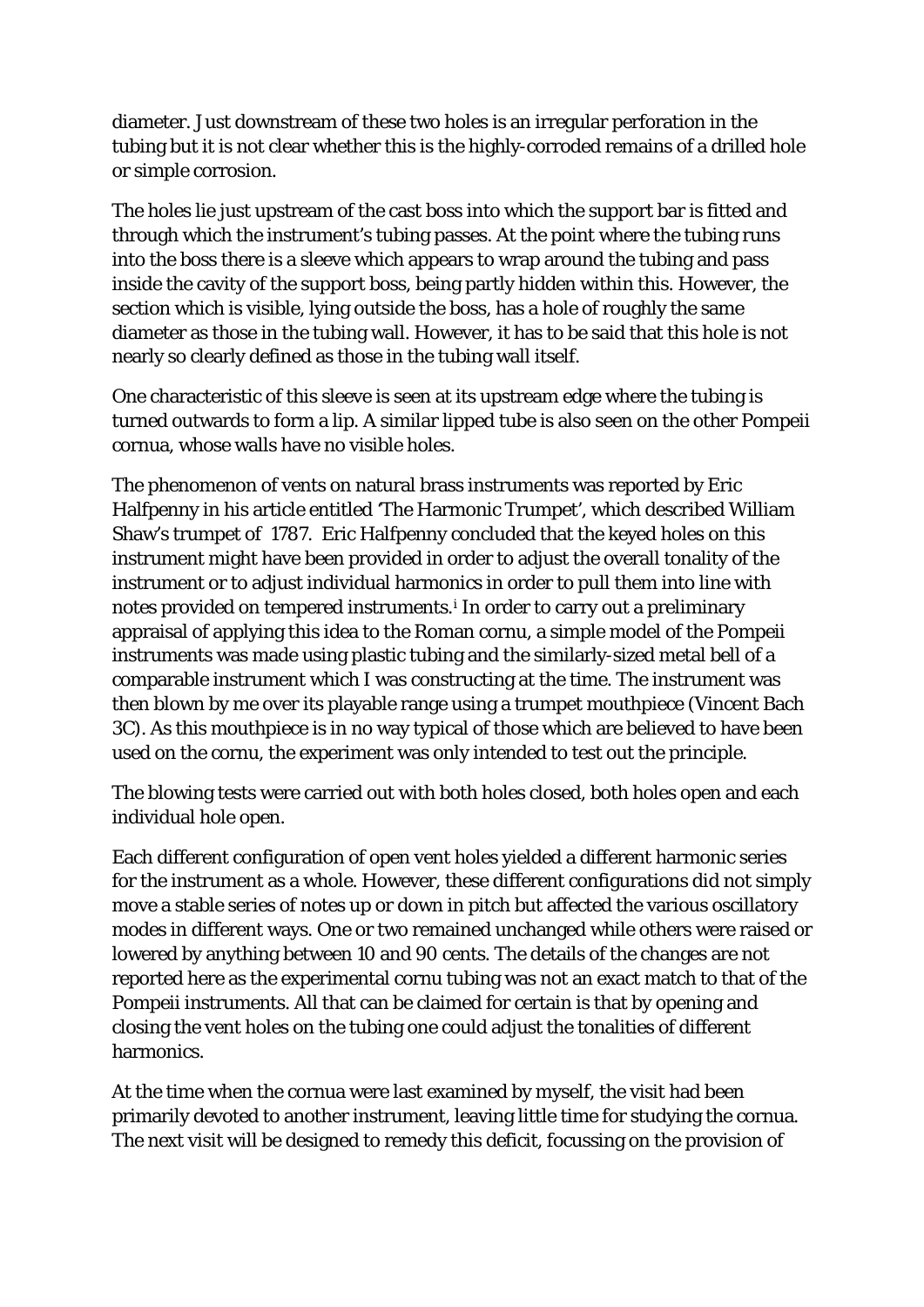diameter. Just downstream of these two holes is an irregular perforation in the tubing but it is not clear whether this is the highly-corroded remains of a drilled hole or simple corrosion.

The holes lie just upstream of the cast boss into which the support bar is fitted and through which the instrument's tubing passes. At the point where the tubing runs into the boss there is a sleeve which appears to wrap around the tubing and pass inside the cavity of the support boss, being partly hidden within this. However, the section which is visible, lying outside the boss, has a hole of roughly the same diameter as those in the tubing wall. However, it has to be said that this hole is not nearly so clearly defined as those in the tubing wall itself.

One characteristic of this sleeve is seen at its upstream edge where the tubing is turned outwards to form a lip. A similar lipped tube is also seen on the other Pompeii cornua, whose walls have no visible holes.

The phenomenon of vents on natural brass instruments was reported by Eric Halfpenny in his article entitled 'The Harmonic Trumpet', which described William Shaw's trumpet of 1787. Eric Halfpenny concluded that the keyed holes on this instrument might have been provided in order to adjust the overall tonality of the instrument or to adjust individual harmonics in order to pull them into line with notes provided on tempered instruments.[i] In order to carry out a preliminary appraisal of applying this idea to the Roman cornu, a simple model of the Pompeii instruments was made using plastic tubing and the similarly-sized metal bell of a comparable instrument which I was constructing at the time. The instrument was then blown by me over its playable range using a trumpet mouthpiece (Vincent Bach 3C). As this mouthpiece is in no way typical of those which are believed to have been used on the cornu, the experiment was only intended to test out the principle.

The blowing tests were carried out with both holes closed, both holes open and each individual hole open.

Each different configuration of open vent holes yielded a different harmonic series for the instrument as a whole. However, these different configurations did not simply move a stable series of notes up or down in pitch but affected the various oscillatory modes in different ways. One or two remained unchanged while others were raised or lowered by anything between 10 and 90 cents. The details of the changes are not reported here as the experimental cornu tubing was not an exact match to that of the Pompeii instruments. All that can be claimed for certain is that by opening and closing the vent holes on the tubing one could adjust the tonalities of different harmonics.

At the time when the cornua were last examined by myself, the visit had been primarily devoted to another instrument, leaving little time for studying the cornua. The next visit will be designed to remedy this deficit, focussing on the provision of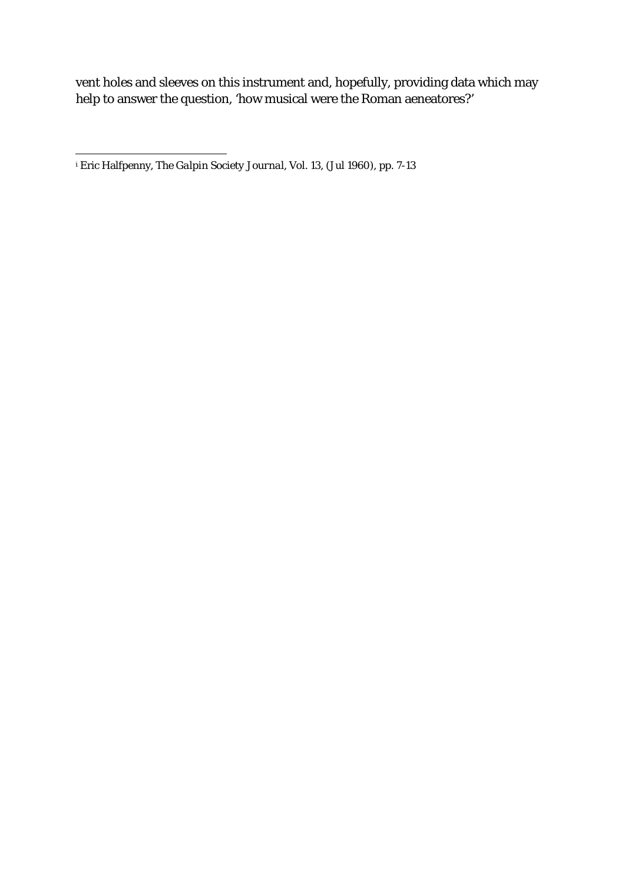vent holes and sleeves on this instrument and, hopefully, providing data which may help to answer the question, 'how musical were the Roman aeneatores?'

---

[i] Eric Halfpenny, *The Galpin Society Journal*, Vol. 13, (Jul 1960), pp. 7-13